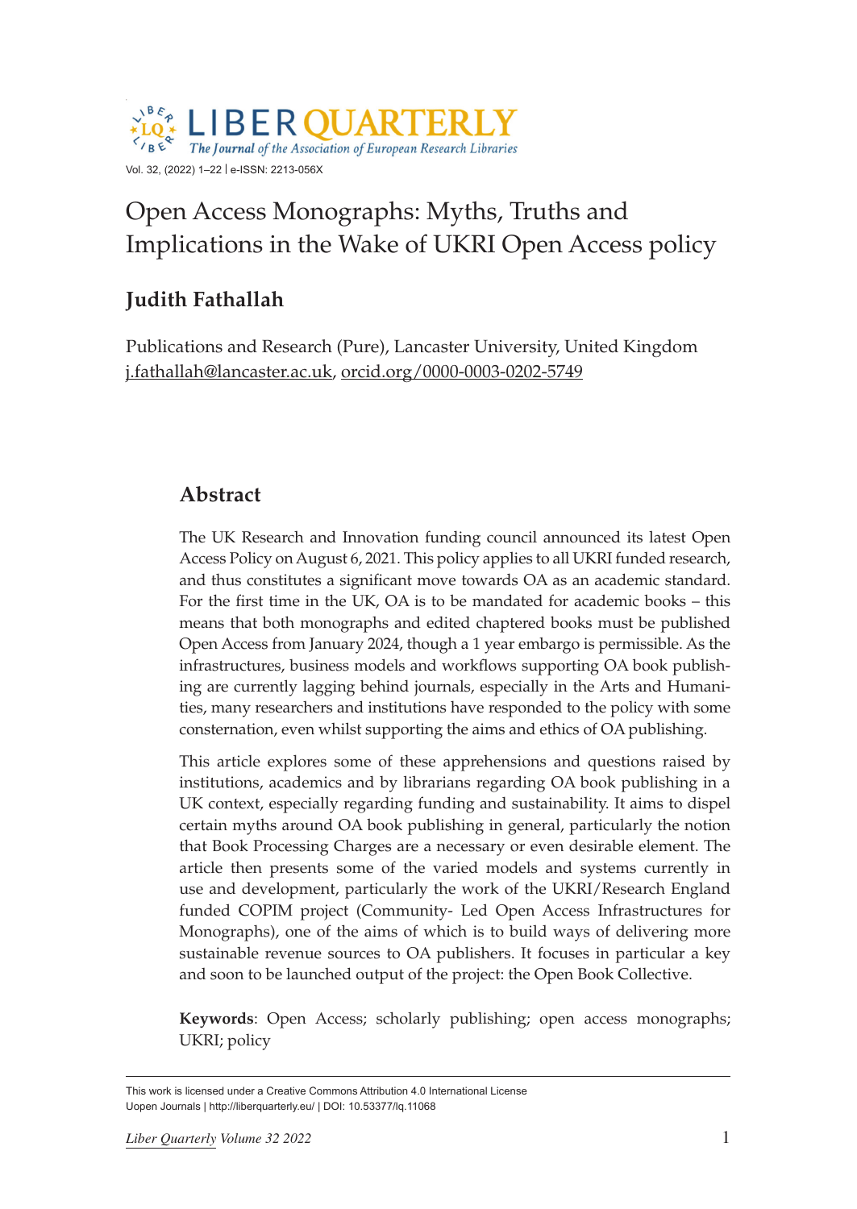# Open Access Monographs: Myths, Truths and Implications in the Wake of UKRI Open Access policy

**Judith Fathallah**

Publications and Research (Pure), Lancaster University, United Kingdom
j.fathallah@lancaster.ac.uk, orcid.org/0000-0003-0202-5749

## Abstract

The UK Research and Innovation funding council announced its latest Open Access Policy on August 6, 2021. This policy applies to all UKRI funded research, and thus constitutes a significant move towards OA as an academic standard. For the first time in the UK, OA is to be mandated for academic books – this means that both monographs and edited chaptered books must be published Open Access from January 2024, though a 1 year embargo is permissible. As the infrastructures, business models and workflows supporting OA book publishing are currently lagging behind journals, especially in the Arts and Humanities, many researchers and institutions have responded to the policy with some consternation, even whilst supporting the aims and ethics of OA publishing.

This article explores some of these apprehensions and questions raised by institutions, academics and by librarians regarding OA book publishing in a UK context, especially regarding funding and sustainability. It aims to dispel certain myths around OA book publishing in general, particularly the notion that Book Processing Charges are a necessary or even desirable element. The article then presents some of the varied models and systems currently in use and development, particularly the work of the UKRI/Research England funded COPIM project (Community- Led Open Access Infrastructures for Monographs), one of the aims of which is to build ways of delivering more sustainable revenue sources to OA publishers. It focuses in particular a key and soon to be launched output of the project: the Open Book Collective.

**Keywords**: Open Access; scholarly publishing; open access monographs; UKRI; policy

This work is licensed under a Creative Commons Attribution 4.0 International License
Uopen Journals | http://liberquarterly.eu/ | DOI: 10.53377/lq.11068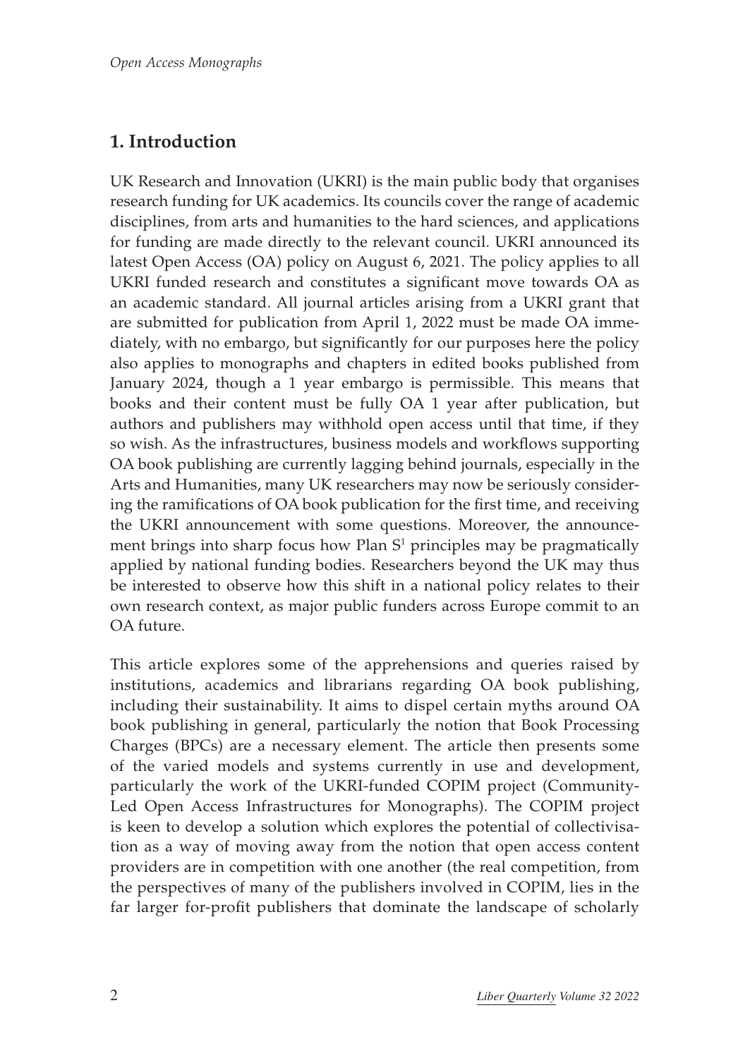## 1. Introduction

UK Research and Innovation (UKRI) is the main public body that organises research funding for UK academics. Its councils cover the range of academic disciplines, from arts and humanities to the hard sciences, and applications for funding are made directly to the relevant council. UKRI announced its latest Open Access (OA) policy on August 6, 2021. The policy applies to all UKRI funded research and constitutes a significant move towards OA as an academic standard. All journal articles arising from a UKRI grant that are submitted for publication from April 1, 2022 must be made OA immediately, with no embargo, but significantly for our purposes here the policy also applies to monographs and chapters in edited books published from January 2024, though a 1 year embargo is permissible. This means that books and their content must be fully OA 1 year after publication, but authors and publishers may withhold open access until that time, if they so wish. As the infrastructures, business models and workflows supporting OA book publishing are currently lagging behind journals, especially in the Arts and Humanities, many UK researchers may now be seriously considering the ramifications of OA book publication for the first time, and receiving the UKRI announcement with some questions. Moreover, the announcement brings into sharp focus how Plan S[1] principles may be pragmatically applied by national funding bodies. Researchers beyond the UK may thus be interested to observe how this shift in a national policy relates to their own research context, as major public funders across Europe commit to an OA future.

This article explores some of the apprehensions and queries raised by institutions, academics and librarians regarding OA book publishing, including their sustainability. It aims to dispel certain myths around OA book publishing in general, particularly the notion that Book Processing Charges (BPCs) are a necessary element. The article then presents some of the varied models and systems currently in use and development, particularly the work of the UKRI-funded COPIM project (Community-Led Open Access Infrastructures for Monographs). The COPIM project is keen to develop a solution which explores the potential of collectivisation as a way of moving away from the notion that open access content providers are in competition with one another (the real competition, from the perspectives of many of the publishers involved in COPIM, lies in the far larger for-profit publishers that dominate the landscape of scholarly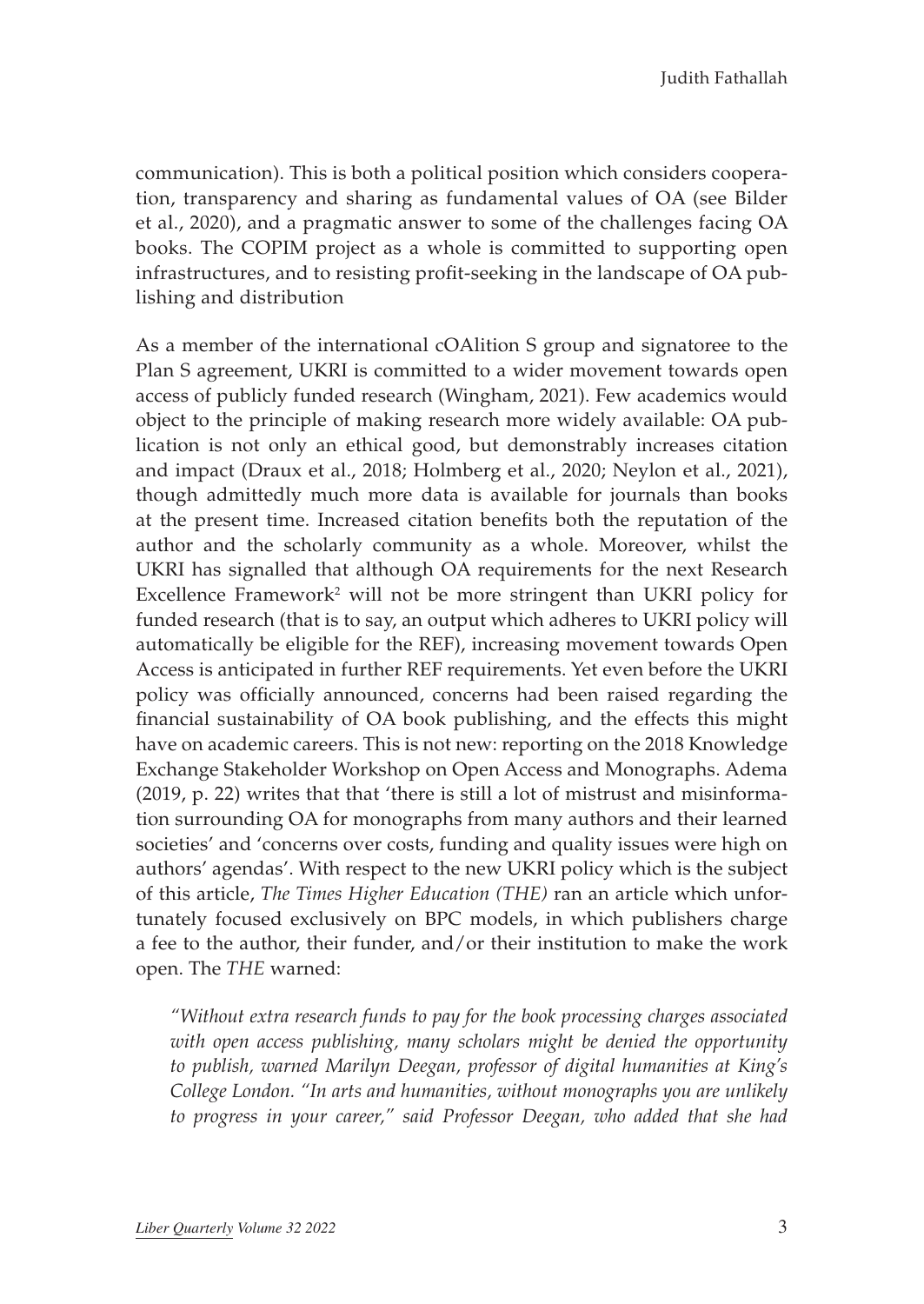communication). This is both a political position which considers cooperation, transparency and sharing as fundamental values of OA (see Bilder et al., 2020), and a pragmatic answer to some of the challenges facing OA books. The COPIM project as a whole is committed to supporting open infrastructures, and to resisting profit-seeking in the landscape of OA publishing and distribution

As a member of the international cOAlition S group and signatoree to the Plan S agreement, UKRI is committed to a wider movement towards open access of publicly funded research (Wingham, 2021). Few academics would object to the principle of making research more widely available: OA publication is not only an ethical good, but demonstrably increases citation and impact (Draux et al., 2018; Holmberg et al., 2020; Neylon et al., 2021), though admittedly much more data is available for journals than books at the present time. Increased citation benefits both the reputation of the author and the scholarly community as a whole. Moreover, whilst the UKRI has signalled that although OA requirements for the next Research Excellence Framework[2] will not be more stringent than UKRI policy for funded research (that is to say, an output which adheres to UKRI policy will automatically be eligible for the REF), increasing movement towards Open Access is anticipated in further REF requirements. Yet even before the UKRI policy was officially announced, concerns had been raised regarding the financial sustainability of OA book publishing, and the effects this might have on academic careers. This is not new: reporting on the 2018 Knowledge Exchange Stakeholder Workshop on Open Access and Monographs. Adema (2019, p. 22) writes that that 'there is still a lot of mistrust and misinformation surrounding OA for monographs from many authors and their learned societies' and 'concerns over costs, funding and quality issues were high on authors' agendas'. With respect to the new UKRI policy which is the subject of this article, *The Times Higher Education (THE)* ran an article which unfortunately focused exclusively on BPC models, in which publishers charge a fee to the author, their funder, and/or their institution to make the work open. The *THE* warned:

> *"Without extra research funds to pay for the book processing charges associated with open access publishing, many scholars might be denied the opportunity to publish, warned Marilyn Deegan, professor of digital humanities at King's College London. "In arts and humanities, without monographs you are unlikely to progress in your career," said Professor Deegan, who added that she had*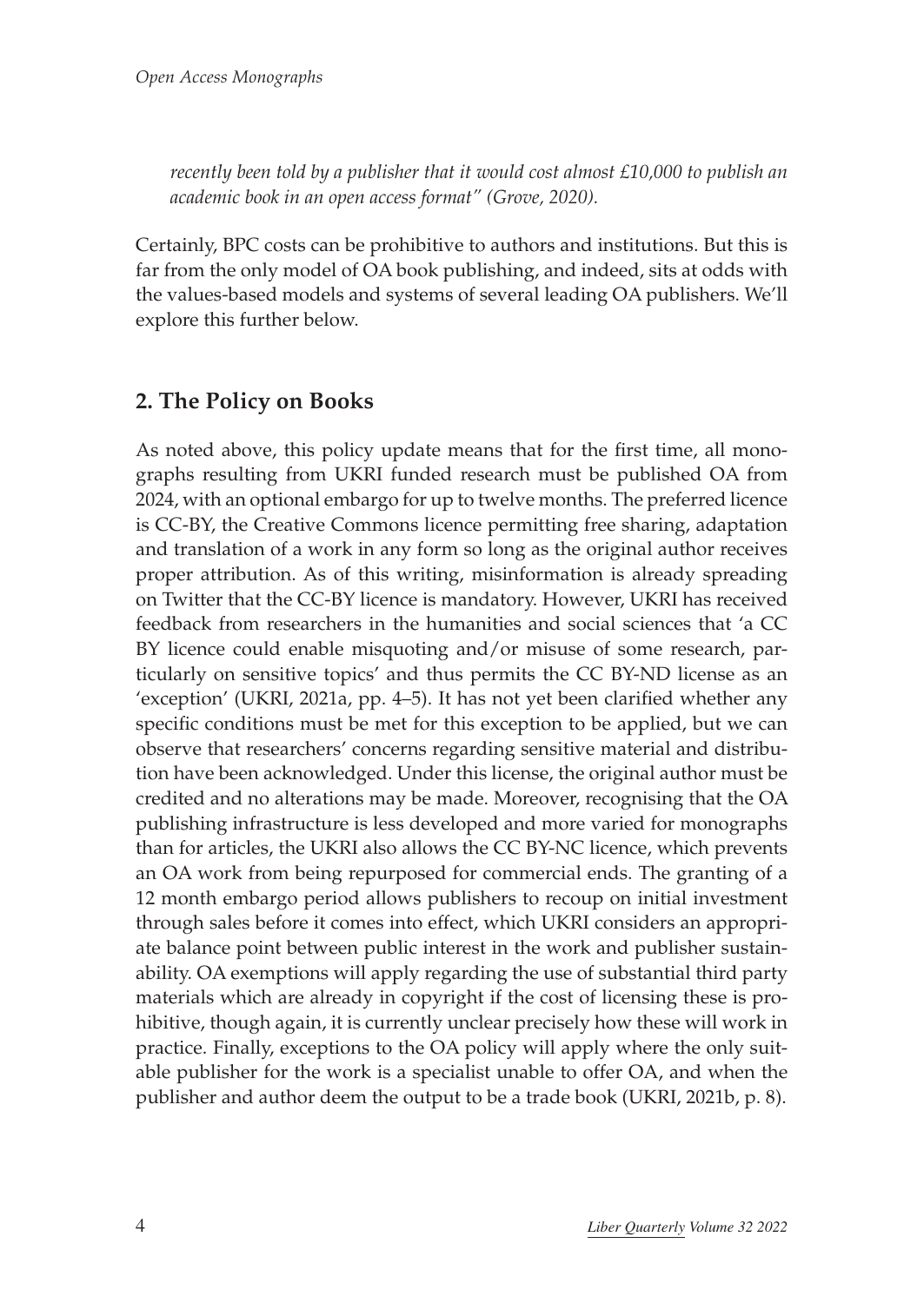*recently been told by a publisher that it would cost almost £10,000 to publish an academic book in an open access format" (Grove, 2020).*

Certainly, BPC costs can be prohibitive to authors and institutions. But this is far from the only model of OA book publishing, and indeed, sits at odds with the values-based models and systems of several leading OA publishers. We'll explore this further below.

## 2. The Policy on Books

As noted above, this policy update means that for the first time, all monographs resulting from UKRI funded research must be published OA from 2024, with an optional embargo for up to twelve months. The preferred licence is CC-BY, the Creative Commons licence permitting free sharing, adaptation and translation of a work in any form so long as the original author receives proper attribution. As of this writing, misinformation is already spreading on Twitter that the CC-BY licence is mandatory. However, UKRI has received feedback from researchers in the humanities and social sciences that 'a CC BY licence could enable misquoting and/or misuse of some research, particularly on sensitive topics' and thus permits the CC BY-ND license as an 'exception' (UKRI, 2021a, pp. 4–5). It has not yet been clarified whether any specific conditions must be met for this exception to be applied, but we can observe that researchers' concerns regarding sensitive material and distribution have been acknowledged. Under this license, the original author must be credited and no alterations may be made. Moreover, recognising that the OA publishing infrastructure is less developed and more varied for monographs than for articles, the UKRI also allows the CC BY-NC licence, which prevents an OA work from being repurposed for commercial ends. The granting of a 12 month embargo period allows publishers to recoup on initial investment through sales before it comes into effect, which UKRI considers an appropriate balance point between public interest in the work and publisher sustainability. OA exemptions will apply regarding the use of substantial third party materials which are already in copyright if the cost of licensing these is prohibitive, though again, it is currently unclear precisely how these will work in practice. Finally, exceptions to the OA policy will apply where the only suitable publisher for the work is a specialist unable to offer OA, and when the publisher and author deem the output to be a trade book (UKRI, 2021b, p. 8).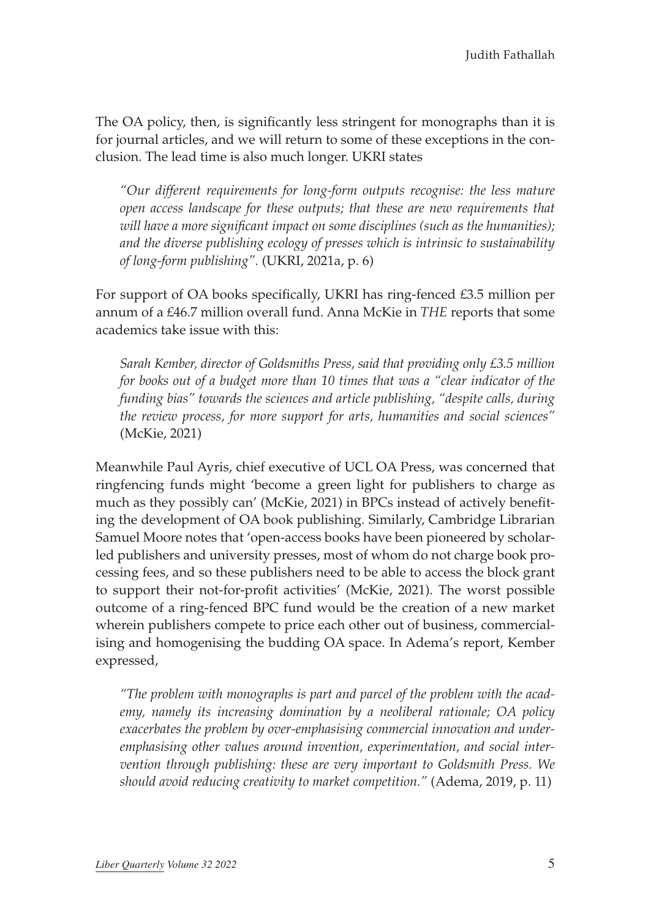The OA policy, then, is significantly less stringent for monographs than it is for journal articles, and we will return to some of these exceptions in the conclusion. The lead time is also much longer. UKRI states

> *"Our different requirements for long-form outputs recognise: the less mature open access landscape for these outputs; that these are new requirements that will have a more significant impact on some disciplines (such as the humanities); and the diverse publishing ecology of presses which is intrinsic to sustainability of long-form publishing".* (UKRI, 2021a, p. 6)

For support of OA books specifically, UKRI has ring-fenced £3.5 million per annum of a £46.7 million overall fund. Anna McKie in *THE* reports that some academics take issue with this:

> *Sarah Kember, director of Goldsmiths Press, said that providing only £3.5 million for books out of a budget more than 10 times that was a "clear indicator of the funding bias" towards the sciences and article publishing, "despite calls, during the review process, for more support for arts, humanities and social sciences"* (McKie, 2021)

Meanwhile Paul Ayris, chief executive of UCL OA Press, was concerned that ringfencing funds might 'become a green light for publishers to charge as much as they possibly can' (McKie, 2021) in BPCs instead of actively benefiting the development of OA book publishing. Similarly, Cambridge Librarian Samuel Moore notes that 'open-access books have been pioneered by scholar-led publishers and university presses, most of whom do not charge book processing fees, and so these publishers need to be able to access the block grant to support their not-for-profit activities' (McKie, 2021). The worst possible outcome of a ring-fenced BPC fund would be the creation of a new market wherein publishers compete to price each other out of business, commercialising and homogenising the budding OA space. In Adema's report, Kember expressed,

> *"The problem with monographs is part and parcel of the problem with the academy, namely its increasing domination by a neoliberal rationale; OA policy exacerbates the problem by over-emphasising commercial innovation and under-emphasising other values around invention, experimentation, and social intervention through publishing: these are very important to Goldsmith Press. We should avoid reducing creativity to market competition."* (Adema, 2019, p. 11)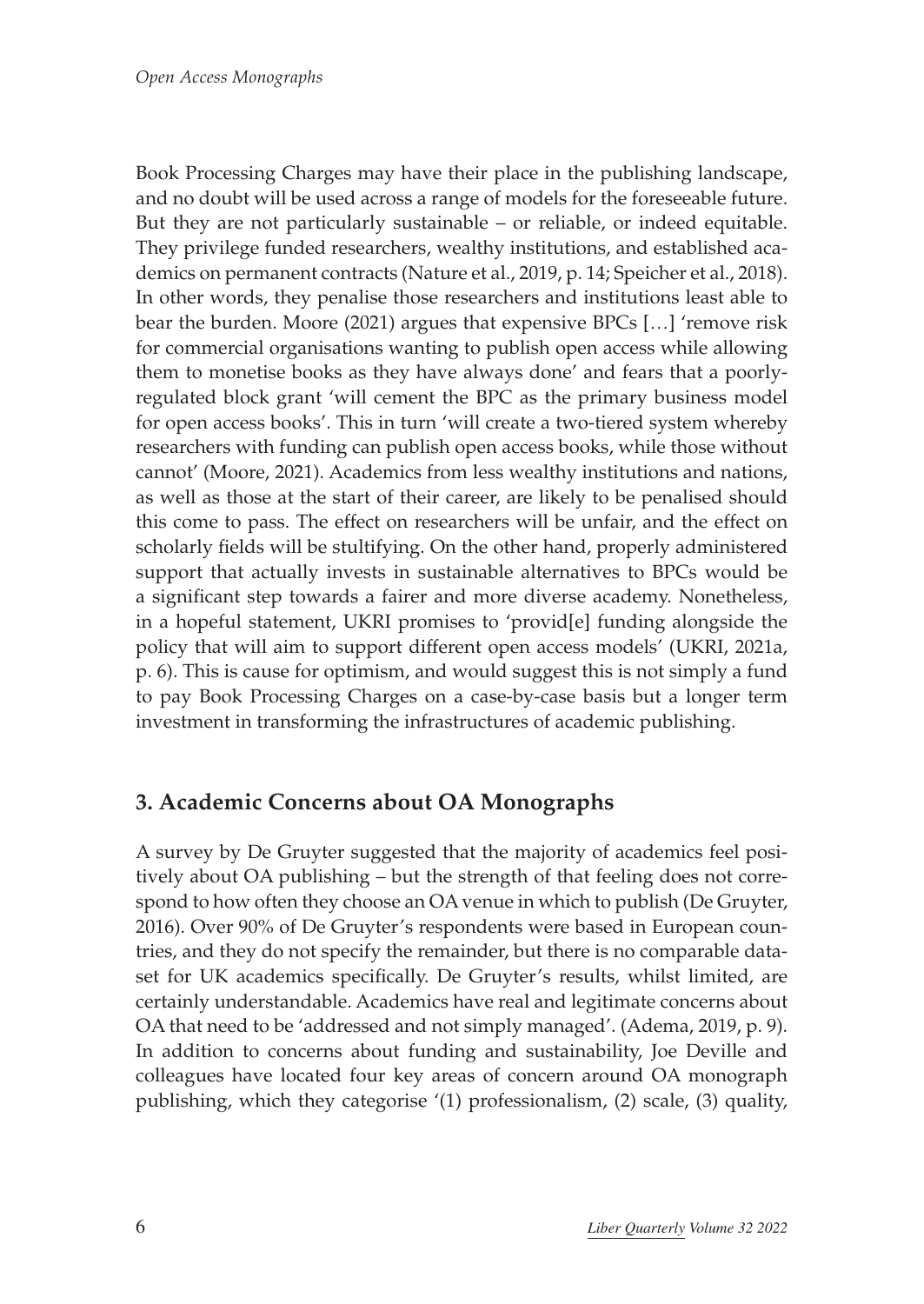Book Processing Charges may have their place in the publishing landscape, and no doubt will be used across a range of models for the foreseeable future. But they are not particularly sustainable – or reliable, or indeed equitable. They privilege funded researchers, wealthy institutions, and established academics on permanent contracts (Nature et al., 2019, p. 14; Speicher et al., 2018). In other words, they penalise those researchers and institutions least able to bear the burden. Moore (2021) argues that expensive BPCs […] 'remove risk for commercial organisations wanting to publish open access while allowing them to monetise books as they have always done' and fears that a poorly-regulated block grant 'will cement the BPC as the primary business model for open access books'. This in turn 'will create a two-tiered system whereby researchers with funding can publish open access books, while those without cannot' (Moore, 2021). Academics from less wealthy institutions and nations, as well as those at the start of their career, are likely to be penalised should this come to pass. The effect on researchers will be unfair, and the effect on scholarly fields will be stultifying. On the other hand, properly administered support that actually invests in sustainable alternatives to BPCs would be a significant step towards a fairer and more diverse academy. Nonetheless, in a hopeful statement, UKRI promises to 'provid[e] funding alongside the policy that will aim to support different open access models' (UKRI, 2021a, p. 6). This is cause for optimism, and would suggest this is not simply a fund to pay Book Processing Charges on a case-by-case basis but a longer term investment in transforming the infrastructures of academic publishing.

## 3. Academic Concerns about OA Monographs

A survey by De Gruyter suggested that the majority of academics feel positively about OA publishing – but the strength of that feeling does not correspond to how often they choose an OA venue in which to publish (De Gruyter, 2016). Over 90% of De Gruyter's respondents were based in European countries, and they do not specify the remainder, but there is no comparable dataset for UK academics specifically. De Gruyter's results, whilst limited, are certainly understandable. Academics have real and legitimate concerns about OA that need to be 'addressed and not simply managed'. (Adema, 2019, p. 9). In addition to concerns about funding and sustainability, Joe Deville and colleagues have located four key areas of concern around OA monograph publishing, which they categorise '(1) professionalism, (2) scale, (3) quality,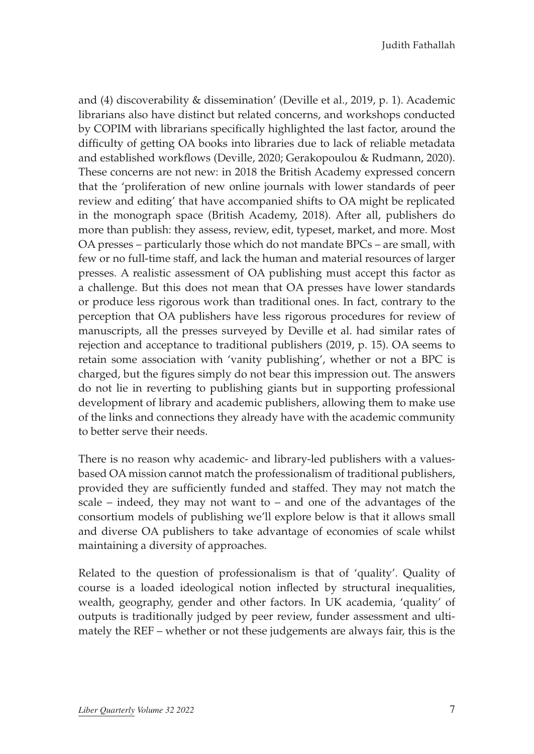and (4) discoverability & dissemination' (Deville et al., 2019, p. 1). Academic librarians also have distinct but related concerns, and workshops conducted by COPIM with librarians specifically highlighted the last factor, around the difficulty of getting OA books into libraries due to lack of reliable metadata and established workflows (Deville, 2020; Gerakopoulou & Rudmann, 2020). These concerns are not new: in 2018 the British Academy expressed concern that the 'proliferation of new online journals with lower standards of peer review and editing' that have accompanied shifts to OA might be replicated in the monograph space (British Academy, 2018). After all, publishers do more than publish: they assess, review, edit, typeset, market, and more. Most OA presses – particularly those which do not mandate BPCs – are small, with few or no full-time staff, and lack the human and material resources of larger presses. A realistic assessment of OA publishing must accept this factor as a challenge. But this does not mean that OA presses have lower standards or produce less rigorous work than traditional ones. In fact, contrary to the perception that OA publishers have less rigorous procedures for review of manuscripts, all the presses surveyed by Deville et al. had similar rates of rejection and acceptance to traditional publishers (2019, p. 15). OA seems to retain some association with 'vanity publishing', whether or not a BPC is charged, but the figures simply do not bear this impression out. The answers do not lie in reverting to publishing giants but in supporting professional development of library and academic publishers, allowing them to make use of the links and connections they already have with the academic community to better serve their needs.

There is no reason why academic- and library-led publishers with a values-based OA mission cannot match the professionalism of traditional publishers, provided they are sufficiently funded and staffed. They may not match the scale – indeed, they may not want to – and one of the advantages of the consortium models of publishing we'll explore below is that it allows small and diverse OA publishers to take advantage of economies of scale whilst maintaining a diversity of approaches.

Related to the question of professionalism is that of 'quality'. Quality of course is a loaded ideological notion inflected by structural inequalities, wealth, geography, gender and other factors. In UK academia, 'quality' of outputs is traditionally judged by peer review, funder assessment and ultimately the REF – whether or not these judgements are always fair, this is the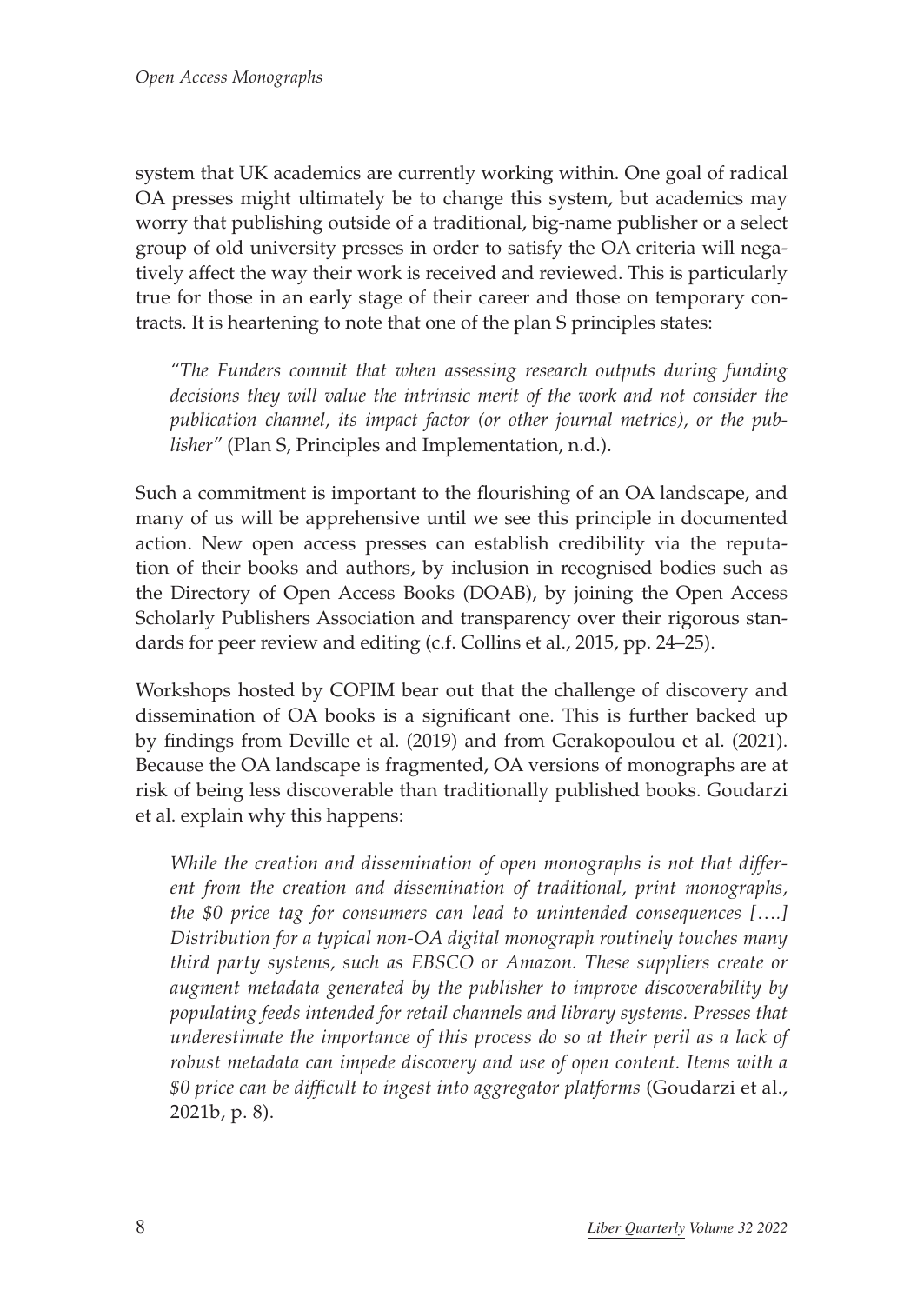system that UK academics are currently working within. One goal of radical OA presses might ultimately be to change this system, but academics may worry that publishing outside of a traditional, big-name publisher or a select group of old university presses in order to satisfy the OA criteria will negatively affect the way their work is received and reviewed. This is particularly true for those in an early stage of their career and those on temporary contracts. It is heartening to note that one of the plan S principles states:

> *"The Funders commit that when assessing research outputs during funding decisions they will value the intrinsic merit of the work and not consider the publication channel, its impact factor (or other journal metrics), or the publisher"* (Plan S, Principles and Implementation, n.d.).

Such a commitment is important to the flourishing of an OA landscape, and many of us will be apprehensive until we see this principle in documented action. New open access presses can establish credibility via the reputation of their books and authors, by inclusion in recognised bodies such as the Directory of Open Access Books (DOAB), by joining the Open Access Scholarly Publishers Association and transparency over their rigorous standards for peer review and editing (c.f. Collins et al., 2015, pp. 24–25).

Workshops hosted by COPIM bear out that the challenge of discovery and dissemination of OA books is a significant one. This is further backed up by findings from Deville et al. (2019) and from Gerakopoulou et al. (2021). Because the OA landscape is fragmented, OA versions of monographs are at risk of being less discoverable than traditionally published books. Goudarzi et al. explain why this happens:

> *While the creation and dissemination of open monographs is not that different from the creation and dissemination of traditional, print monographs, the $0 price tag for consumers can lead to unintended consequences [….] Distribution for a typical non-OA digital monograph routinely touches many third party systems, such as EBSCO or Amazon. These suppliers create or augment metadata generated by the publisher to improve discoverability by populating feeds intended for retail channels and library systems. Presses that underestimate the importance of this process do so at their peril as a lack of robust metadata can impede discovery and use of open content. Items with a $0 price can be difficult to ingest into aggregator platforms* (Goudarzi et al., 2021b, p. 8).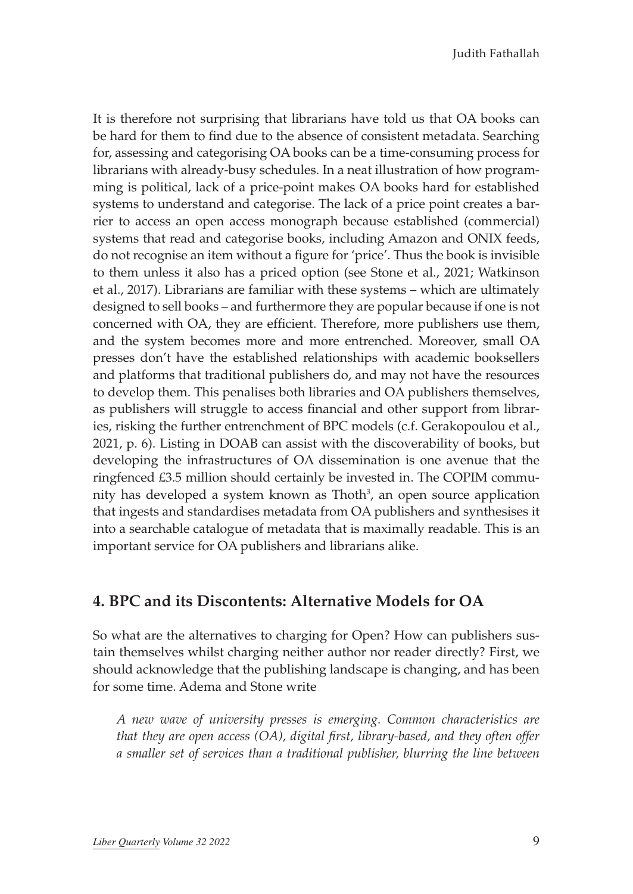It is therefore not surprising that librarians have told us that OA books can be hard for them to find due to the absence of consistent metadata. Searching for, assessing and categorising OA books can be a time-consuming process for librarians with already-busy schedules. In a neat illustration of how programming is political, lack of a price-point makes OA books hard for established systems to understand and categorise. The lack of a price point creates a barrier to access an open access monograph because established (commercial) systems that read and categorise books, including Amazon and ONIX feeds, do not recognise an item without a figure for 'price'. Thus the book is invisible to them unless it also has a priced option (see Stone et al., 2021; Watkinson et al., 2017). Librarians are familiar with these systems – which are ultimately designed to sell books – and furthermore they are popular because if one is not concerned with OA, they are efficient. Therefore, more publishers use them, and the system becomes more and more entrenched. Moreover, small OA presses don't have the established relationships with academic booksellers and platforms that traditional publishers do, and may not have the resources to develop them. This penalises both libraries and OA publishers themselves, as publishers will struggle to access financial and other support from libraries, risking the further entrenchment of BPC models (c.f. Gerakopoulou et al., 2021, p. 6). Listing in DOAB can assist with the discoverability of books, but developing the infrastructures of OA dissemination is one avenue that the ringfenced £3.5 million should certainly be invested in. The COPIM community has developed a system known as Thoth[3], an open source application that ingests and standardises metadata from OA publishers and synthesises it into a searchable catalogue of metadata that is maximally readable. This is an important service for OA publishers and librarians alike.

## 4. BPC and its Discontents: Alternative Models for OA

So what are the alternatives to charging for Open? How can publishers sustain themselves whilst charging neither author nor reader directly? First, we should acknowledge that the publishing landscape is changing, and has been for some time. Adema and Stone write

*A new wave of university presses is emerging. Common characteristics are that they are open access (OA), digital first, library-based, and they often offer a smaller set of services than a traditional publisher, blurring the line between*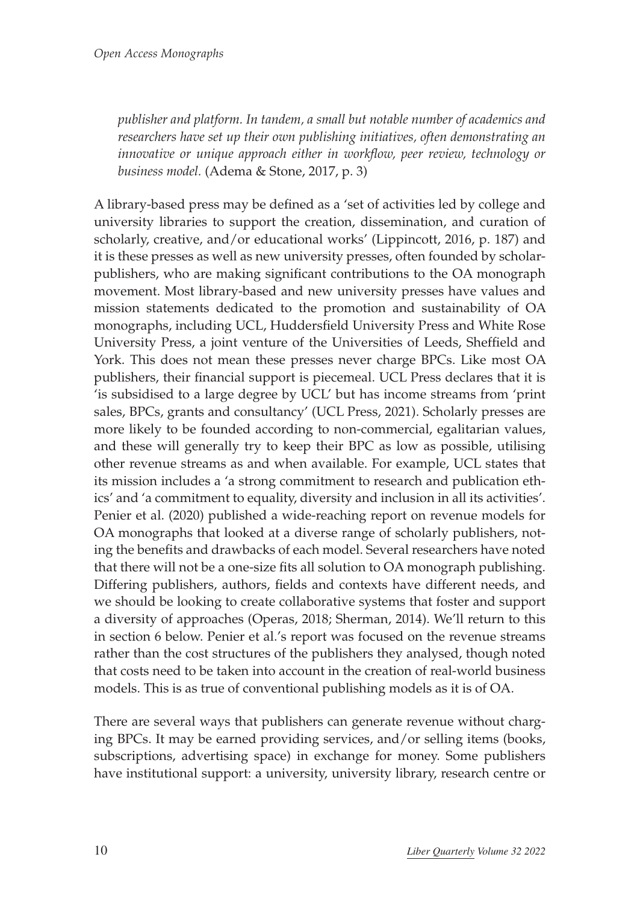*publisher and platform. In tandem, a small but notable number of academics and researchers have set up their own publishing initiatives, often demonstrating an innovative or unique approach either in workflow, peer review, technology or business model.* (Adema & Stone, 2017, p. 3)

A library-based press may be defined as a 'set of activities led by college and university libraries to support the creation, dissemination, and curation of scholarly, creative, and/or educational works' (Lippincott, 2016, p. 187) and it is these presses as well as new university presses, often founded by scholar-publishers, who are making significant contributions to the OA monograph movement. Most library-based and new university presses have values and mission statements dedicated to the promotion and sustainability of OA monographs, including UCL, Huddersfield University Press and White Rose University Press, a joint venture of the Universities of Leeds, Sheffield and York. This does not mean these presses never charge BPCs. Like most OA publishers, their financial support is piecemeal. UCL Press declares that it is 'is subsidised to a large degree by UCL' but has income streams from 'print sales, BPCs, grants and consultancy' (UCL Press, 2021). Scholarly presses are more likely to be founded according to non-commercial, egalitarian values, and these will generally try to keep their BPC as low as possible, utilising other revenue streams as and when available. For example, UCL states that its mission includes a 'a strong commitment to research and publication ethics' and 'a commitment to equality, diversity and inclusion in all its activities'. Penier et al. (2020) published a wide-reaching report on revenue models for OA monographs that looked at a diverse range of scholarly publishers, noting the benefits and drawbacks of each model. Several researchers have noted that there will not be a one-size fits all solution to OA monograph publishing. Differing publishers, authors, fields and contexts have different needs, and we should be looking to create collaborative systems that foster and support a diversity of approaches (Operas, 2018; Sherman, 2014). We'll return to this in section 6 below. Penier et al.'s report was focused on the revenue streams rather than the cost structures of the publishers they analysed, though noted that costs need to be taken into account in the creation of real-world business models. This is as true of conventional publishing models as it is of OA.

There are several ways that publishers can generate revenue without charging BPCs. It may be earned providing services, and/or selling items (books, subscriptions, advertising space) in exchange for money. Some publishers have institutional support: a university, university library, research centre or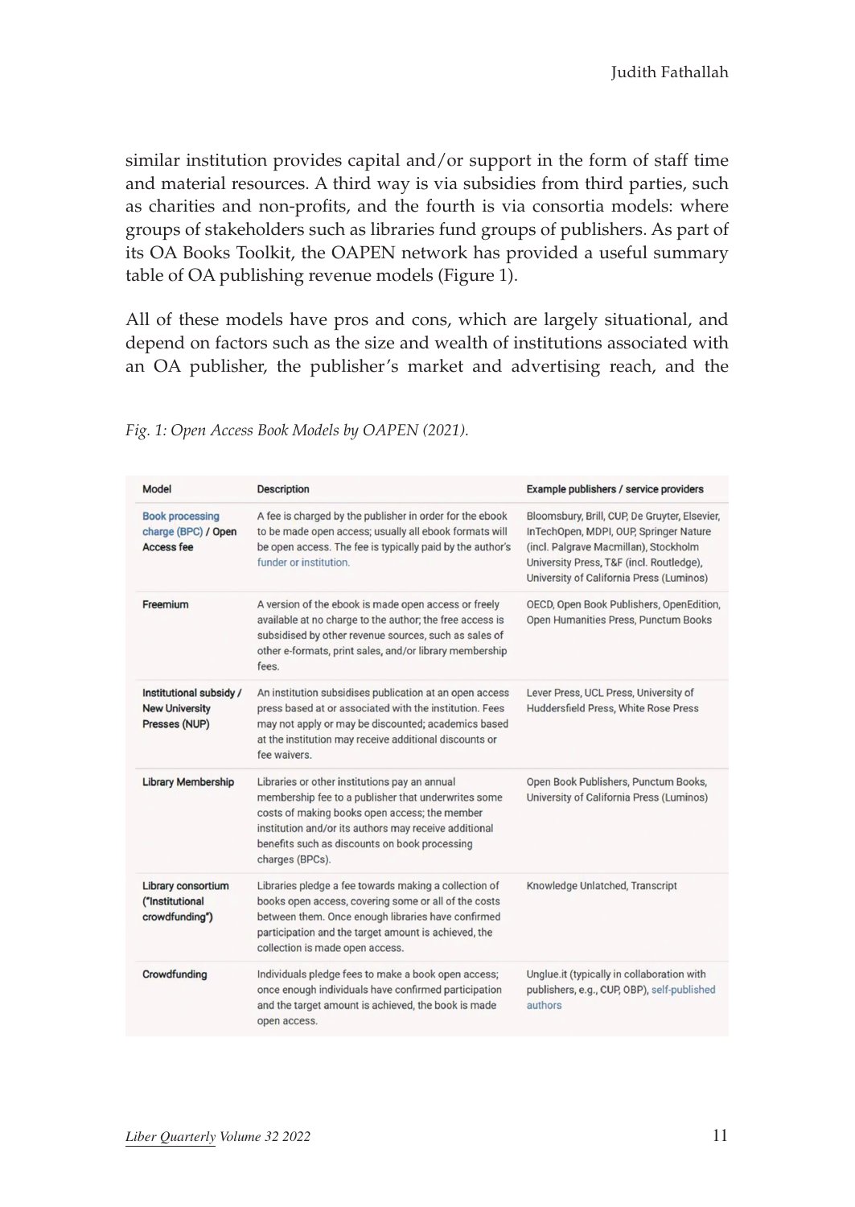similar institution provides capital and/or support in the form of staff time and material resources. A third way is via subsidies from third parties, such as charities and non-profits, and the fourth is via consortia models: where groups of stakeholders such as libraries fund groups of publishers. As part of its OA Books Toolkit, the OAPEN network has provided a useful summary table of OA publishing revenue models (Figure 1).

All of these models have pros and cons, which are largely situational, and depend on factors such as the size and wealth of institutions associated with an OA publisher, the publisher's market and advertising reach, and the

*Fig. 1: Open Access Book Models by OAPEN (2021).*

| Model | Description | Example publishers / service providers |
|---|---|---|
| Book processing charge (BPC) / Open Access fee | A fee is charged by the publisher in order for the ebook to be made open access; usually all ebook formats will be open access. The fee is typically paid by the author's funder or institution. | Bloomsbury, Brill, CUP, De Gruyter, Elsevier, InTechOpen, MDPI, OUP, Springer Nature (incl. Palgrave Macmillan), Stockholm University Press, T&F (incl. Routledge), University of California Press (Luminos) |
| Freemium | A version of the ebook is made open access or freely available at no charge to the author; the free access is subsidised by other revenue sources, such as sales of other e-formats, print sales, and/or library membership fees. | OECD, Open Book Publishers, OpenEdition, Open Humanities Press, Punctum Books |
| Institutional subsidy / New University Presses (NUP) | An institution subsidises publication at an open access press based at or associated with the institution. Fees may not apply or may be discounted; academics based at the institution may receive additional discounts or fee waivers. | Lever Press, UCL Press, University of Huddersfield Press, White Rose Press |
| Library Membership | Libraries or other institutions pay an annual membership fee to a publisher that underwrites some costs of making books open access; the member institution and/or its authors may receive additional benefits such as discounts on book processing charges (BPCs). | Open Book Publishers, Punctum Books, University of California Press (Luminos) |
| Library consortium ("Institutional crowdfunding") | Libraries pledge a fee towards making a collection of books open access, covering some or all of the costs between them. Once enough libraries have confirmed participation and the target amount is achieved, the collection is made open access. | Knowledge Unlatched, Transcript |
| Crowdfunding | Individuals pledge fees to make a book open access; once enough individuals have confirmed participation and the target amount is achieved, the book is made open access. | Unglue.it (typically in collaboration with publishers, e.g., CUP, OBP), self-published authors |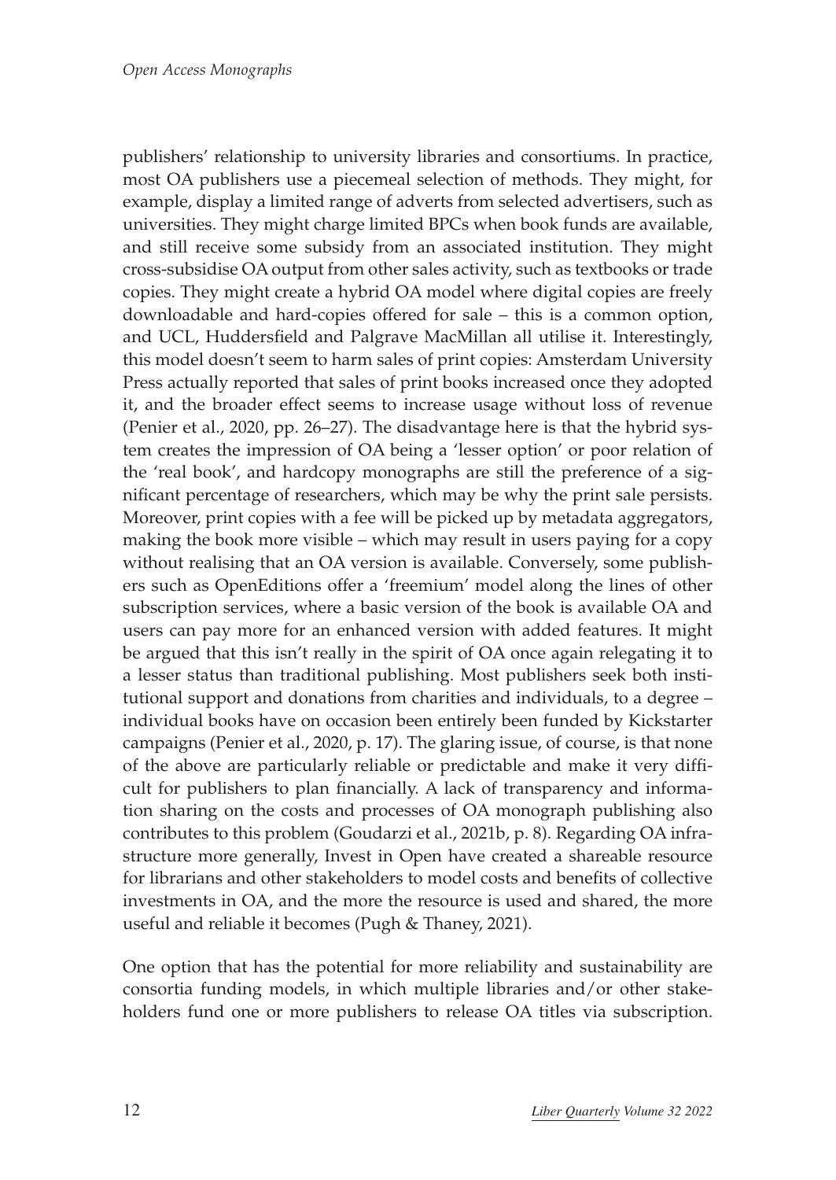publishers' relationship to university libraries and consortiums. In practice, most OA publishers use a piecemeal selection of methods. They might, for example, display a limited range of adverts from selected advertisers, such as universities. They might charge limited BPCs when book funds are available, and still receive some subsidy from an associated institution. They might cross-subsidise OA output from other sales activity, such as textbooks or trade copies. They might create a hybrid OA model where digital copies are freely downloadable and hard-copies offered for sale – this is a common option, and UCL, Huddersfield and Palgrave MacMillan all utilise it. Interestingly, this model doesn't seem to harm sales of print copies: Amsterdam University Press actually reported that sales of print books increased once they adopted it, and the broader effect seems to increase usage without loss of revenue (Penier et al., 2020, pp. 26–27). The disadvantage here is that the hybrid system creates the impression of OA being a 'lesser option' or poor relation of the 'real book', and hardcopy monographs are still the preference of a significant percentage of researchers, which may be why the print sale persists. Moreover, print copies with a fee will be picked up by metadata aggregators, making the book more visible – which may result in users paying for a copy without realising that an OA version is available. Conversely, some publishers such as OpenEditions offer a 'freemium' model along the lines of other subscription services, where a basic version of the book is available OA and users can pay more for an enhanced version with added features. It might be argued that this isn't really in the spirit of OA once again relegating it to a lesser status than traditional publishing. Most publishers seek both institutional support and donations from charities and individuals, to a degree – individual books have on occasion been entirely been funded by Kickstarter campaigns (Penier et al., 2020, p. 17). The glaring issue, of course, is that none of the above are particularly reliable or predictable and make it very difficult for publishers to plan financially. A lack of transparency and information sharing on the costs and processes of OA monograph publishing also contributes to this problem (Goudarzi et al., 2021b, p. 8). Regarding OA infrastructure more generally, Invest in Open have created a shareable resource for librarians and other stakeholders to model costs and benefits of collective investments in OA, and the more the resource is used and shared, the more useful and reliable it becomes (Pugh & Thaney, 2021).

One option that has the potential for more reliability and sustainability are consortia funding models, in which multiple libraries and/or other stakeholders fund one or more publishers to release OA titles via subscription.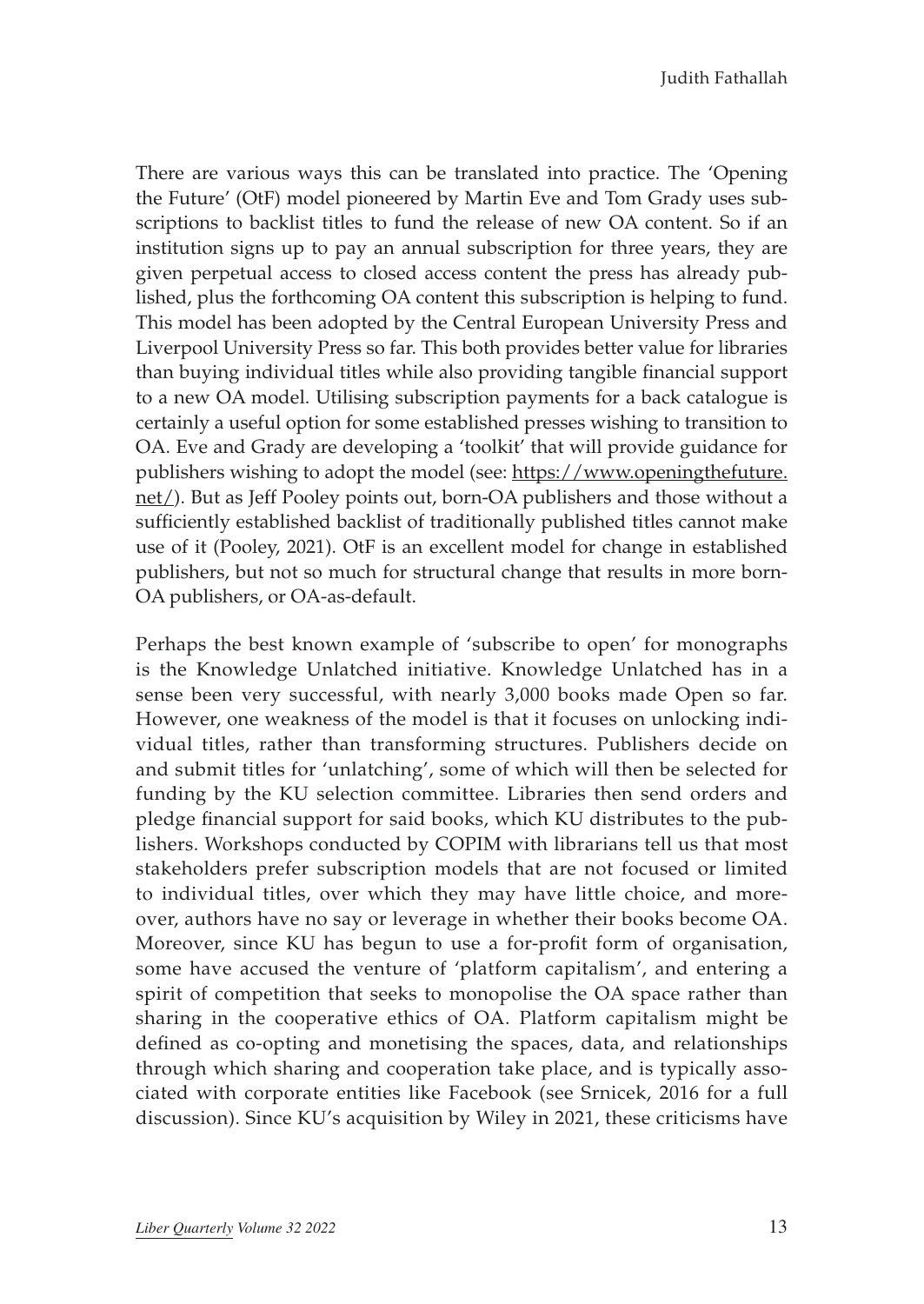There are various ways this can be translated into practice. The 'Opening the Future' (OtF) model pioneered by Martin Eve and Tom Grady uses subscriptions to backlist titles to fund the release of new OA content. So if an institution signs up to pay an annual subscription for three years, they are given perpetual access to closed access content the press has already published, plus the forthcoming OA content this subscription is helping to fund. This model has been adopted by the Central European University Press and Liverpool University Press so far. This both provides better value for libraries than buying individual titles while also providing tangible financial support to a new OA model. Utilising subscription payments for a back catalogue is certainly a useful option for some established presses wishing to transition to OA. Eve and Grady are developing a 'toolkit' that will provide guidance for publishers wishing to adopt the model (see: https://www.openingthefuture.net/). But as Jeff Pooley points out, born-OA publishers and those without a sufficiently established backlist of traditionally published titles cannot make use of it (Pooley, 2021). OtF is an excellent model for change in established publishers, but not so much for structural change that results in more born-OA publishers, or OA-as-default.

Perhaps the best known example of 'subscribe to open' for monographs is the Knowledge Unlatched initiative. Knowledge Unlatched has in a sense been very successful, with nearly 3,000 books made Open so far. However, one weakness of the model is that it focuses on unlocking individual titles, rather than transforming structures. Publishers decide on and submit titles for 'unlatching', some of which will then be selected for funding by the KU selection committee. Libraries then send orders and pledge financial support for said books, which KU distributes to the publishers. Workshops conducted by COPIM with librarians tell us that most stakeholders prefer subscription models that are not focused or limited to individual titles, over which they may have little choice, and moreover, authors have no say or leverage in whether their books become OA. Moreover, since KU has begun to use a for-profit form of organisation, some have accused the venture of 'platform capitalism', and entering a spirit of competition that seeks to monopolise the OA space rather than sharing in the cooperative ethics of OA. Platform capitalism might be defined as co-opting and monetising the spaces, data, and relationships through which sharing and cooperation take place, and is typically associated with corporate entities like Facebook (see Srnicek, 2016 for a full discussion). Since KU's acquisition by Wiley in 2021, these criticisms have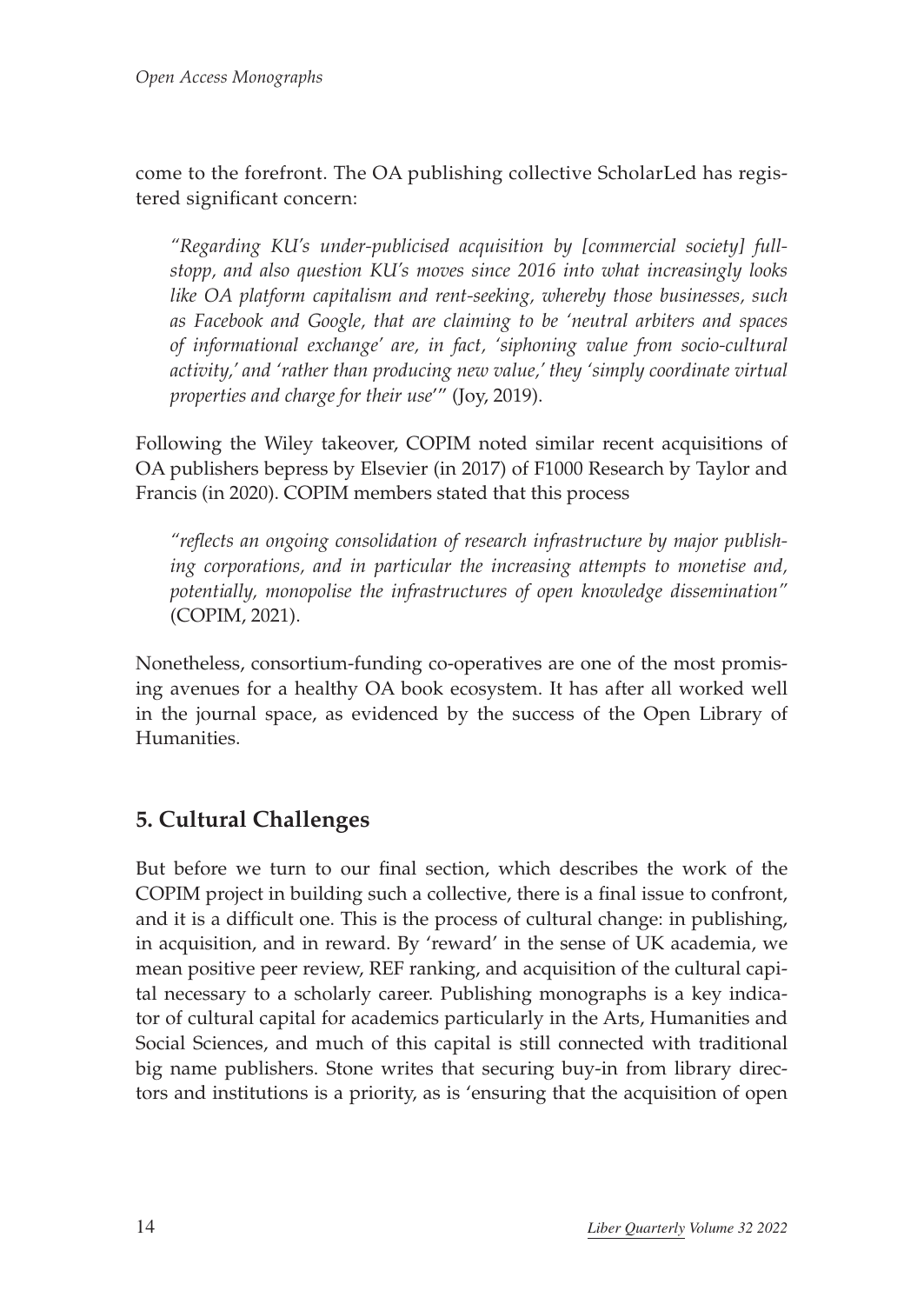come to the forefront. The OA publishing collective ScholarLed has registered significant concern:

> *"Regarding KU's under-publicised acquisition by [commercial society] fullstopp, and also question KU's moves since 2016 into what increasingly looks like OA platform capitalism and rent-seeking, whereby those businesses, such as Facebook and Google, that are claiming to be 'neutral arbiters and spaces of informational exchange' are, in fact, 'siphoning value from socio-cultural activity,' and 'rather than producing new value,' they 'simply coordinate virtual properties and charge for their use'"* (Joy, 2019).

Following the Wiley takeover, COPIM noted similar recent acquisitions of OA publishers bepress by Elsevier (in 2017) of F1000 Research by Taylor and Francis (in 2020). COPIM members stated that this process

> *"reflects an ongoing consolidation of research infrastructure by major publishing corporations, and in particular the increasing attempts to monetise and, potentially, monopolise the infrastructures of open knowledge dissemination"* (COPIM, 2021).

Nonetheless, consortium-funding co-operatives are one of the most promising avenues for a healthy OA book ecosystem. It has after all worked well in the journal space, as evidenced by the success of the Open Library of Humanities.

## 5. Cultural Challenges

But before we turn to our final section, which describes the work of the COPIM project in building such a collective, there is a final issue to confront, and it is a difficult one. This is the process of cultural change: in publishing, in acquisition, and in reward. By 'reward' in the sense of UK academia, we mean positive peer review, REF ranking, and acquisition of the cultural capital necessary to a scholarly career. Publishing monographs is a key indicator of cultural capital for academics particularly in the Arts, Humanities and Social Sciences, and much of this capital is still connected with traditional big name publishers. Stone writes that securing buy-in from library directors and institutions is a priority, as is 'ensuring that the acquisition of open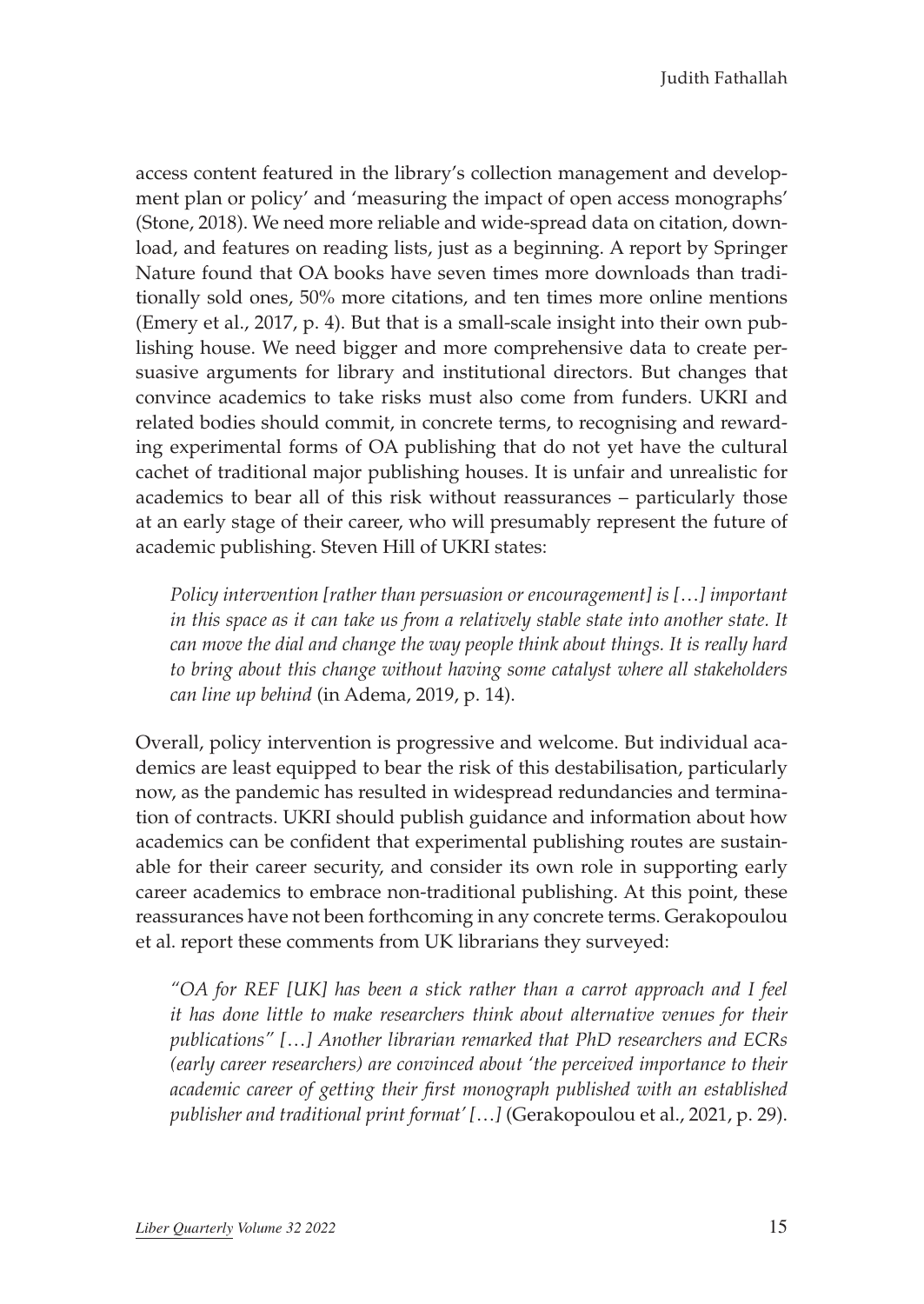access content featured in the library's collection management and development plan or policy' and 'measuring the impact of open access monographs' (Stone, 2018). We need more reliable and wide-spread data on citation, download, and features on reading lists, just as a beginning. A report by Springer Nature found that OA books have seven times more downloads than traditionally sold ones, 50% more citations, and ten times more online mentions (Emery et al., 2017, p. 4). But that is a small-scale insight into their own publishing house. We need bigger and more comprehensive data to create persuasive arguments for library and institutional directors. But changes that convince academics to take risks must also come from funders. UKRI and related bodies should commit, in concrete terms, to recognising and rewarding experimental forms of OA publishing that do not yet have the cultural cachet of traditional major publishing houses. It is unfair and unrealistic for academics to bear all of this risk without reassurances – particularly those at an early stage of their career, who will presumably represent the future of academic publishing. Steven Hill of UKRI states:

> *Policy intervention [rather than persuasion or encouragement] is […] important in this space as it can take us from a relatively stable state into another state. It can move the dial and change the way people think about things. It is really hard to bring about this change without having some catalyst where all stakeholders can line up behind* (in Adema, 2019, p. 14).

Overall, policy intervention is progressive and welcome. But individual academics are least equipped to bear the risk of this destabilisation, particularly now, as the pandemic has resulted in widespread redundancies and termination of contracts. UKRI should publish guidance and information about how academics can be confident that experimental publishing routes are sustainable for their career security, and consider its own role in supporting early career academics to embrace non-traditional publishing. At this point, these reassurances have not been forthcoming in any concrete terms. Gerakopoulou et al. report these comments from UK librarians they surveyed:

> *"OA for REF [UK] has been a stick rather than a carrot approach and I feel it has done little to make researchers think about alternative venues for their publications" […] Another librarian remarked that PhD researchers and ECRs (early career researchers) are convinced about 'the perceived importance to their academic career of getting their first monograph published with an established publisher and traditional print format' […]* (Gerakopoulou et al., 2021, p. 29).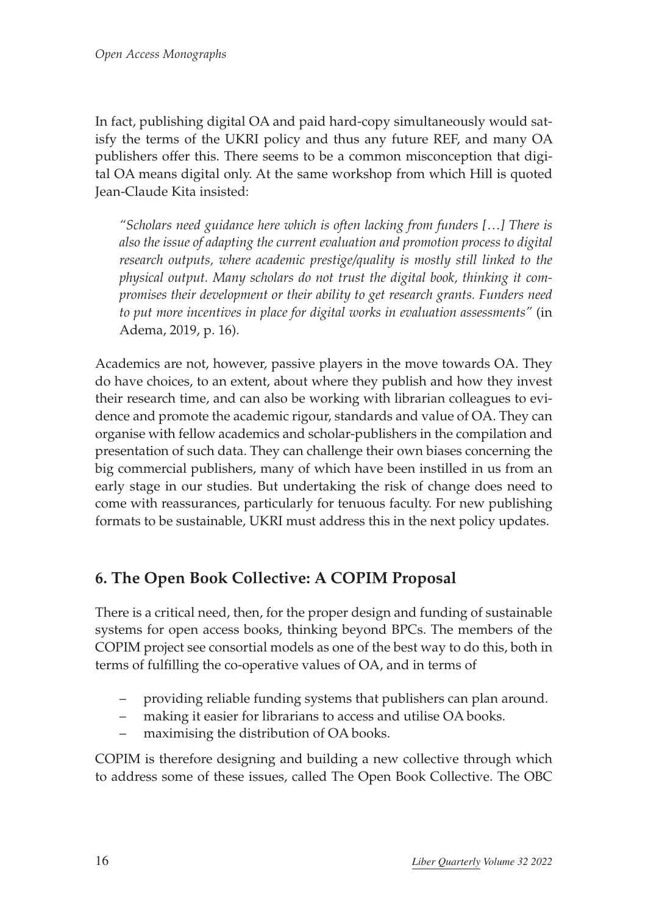In fact, publishing digital OA and paid hard-copy simultaneously would satisfy the terms of the UKRI policy and thus any future REF, and many OA publishers offer this. There seems to be a common misconception that digital OA means digital only. At the same workshop from which Hill is quoted Jean-Claude Kita insisted:

> *"Scholars need guidance here which is often lacking from funders […] There is also the issue of adapting the current evaluation and promotion process to digital research outputs, where academic prestige/quality is mostly still linked to the physical output. Many scholars do not trust the digital book, thinking it compromises their development or their ability to get research grants. Funders need to put more incentives in place for digital works in evaluation assessments"* (in Adema, 2019, p. 16).

Academics are not, however, passive players in the move towards OA. They do have choices, to an extent, about where they publish and how they invest their research time, and can also be working with librarian colleagues to evidence and promote the academic rigour, standards and value of OA. They can organise with fellow academics and scholar-publishers in the compilation and presentation of such data. They can challenge their own biases concerning the big commercial publishers, many of which have been instilled in us from an early stage in our studies. But undertaking the risk of change does need to come with reassurances, particularly for tenuous faculty. For new publishing formats to be sustainable, UKRI must address this in the next policy updates.

## 6. The Open Book Collective: A COPIM Proposal

There is a critical need, then, for the proper design and funding of sustainable systems for open access books, thinking beyond BPCs. The members of the COPIM project see consortial models as one of the best way to do this, both in terms of fulfilling the co-operative values of OA, and in terms of

- providing reliable funding systems that publishers can plan around.
- making it easier for librarians to access and utilise OA books.
- maximising the distribution of OA books.

COPIM is therefore designing and building a new collective through which to address some of these issues, called The Open Book Collective. The OBC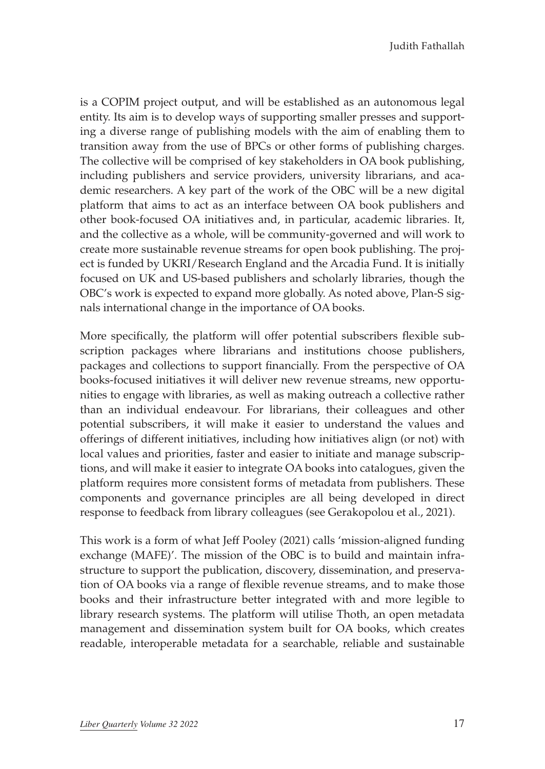is a COPIM project output, and will be established as an autonomous legal entity. Its aim is to develop ways of supporting smaller presses and supporting a diverse range of publishing models with the aim of enabling them to transition away from the use of BPCs or other forms of publishing charges. The collective will be comprised of key stakeholders in OA book publishing, including publishers and service providers, university librarians, and academic researchers. A key part of the work of the OBC will be a new digital platform that aims to act as an interface between OA book publishers and other book-focused OA initiatives and, in particular, academic libraries. It, and the collective as a whole, will be community-governed and will work to create more sustainable revenue streams for open book publishing. The project is funded by UKRI/Research England and the Arcadia Fund. It is initially focused on UK and US-based publishers and scholarly libraries, though the OBC's work is expected to expand more globally. As noted above, Plan-S signals international change in the importance of OA books.

More specifically, the platform will offer potential subscribers flexible subscription packages where librarians and institutions choose publishers, packages and collections to support financially. From the perspective of OA books-focused initiatives it will deliver new revenue streams, new opportunities to engage with libraries, as well as making outreach a collective rather than an individual endeavour. For librarians, their colleagues and other potential subscribers, it will make it easier to understand the values and offerings of different initiatives, including how initiatives align (or not) with local values and priorities, faster and easier to initiate and manage subscriptions, and will make it easier to integrate OA books into catalogues, given the platform requires more consistent forms of metadata from publishers. These components and governance principles are all being developed in direct response to feedback from library colleagues (see Gerakopolou et al., 2021).

This work is a form of what Jeff Pooley (2021) calls 'mission-aligned funding exchange (MAFE)'. The mission of the OBC is to build and maintain infrastructure to support the publication, discovery, dissemination, and preservation of OA books via a range of flexible revenue streams, and to make those books and their infrastructure better integrated with and more legible to library research systems. The platform will utilise Thoth, an open metadata management and dissemination system built for OA books, which creates readable, interoperable metadata for a searchable, reliable and sustainable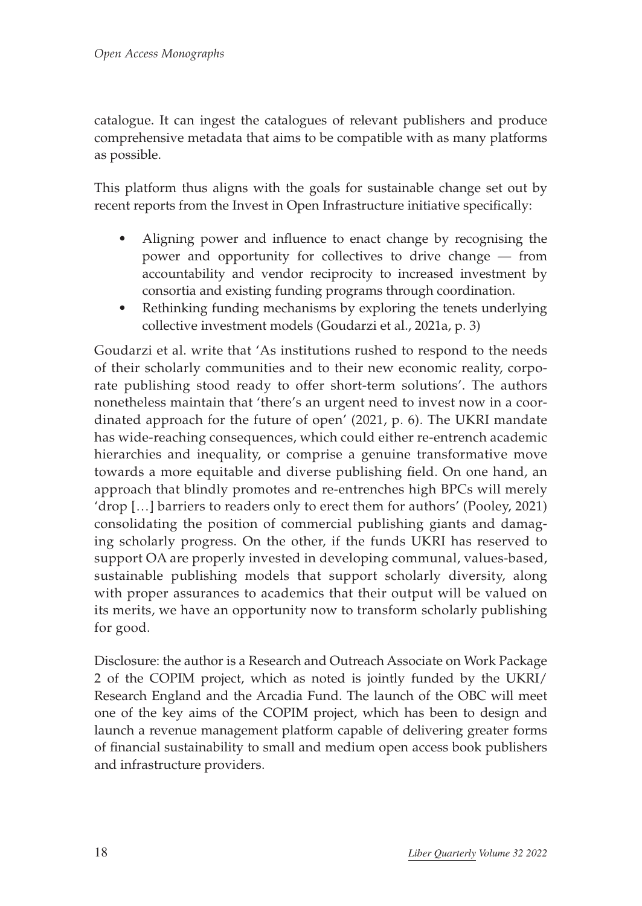catalogue. It can ingest the catalogues of relevant publishers and produce comprehensive metadata that aims to be compatible with as many platforms as possible.

This platform thus aligns with the goals for sustainable change set out by recent reports from the Invest in Open Infrastructure initiative specifically:

- Aligning power and influence to enact change by recognising the power and opportunity for collectives to drive change — from accountability and vendor reciprocity to increased investment by consortia and existing funding programs through coordination.
- Rethinking funding mechanisms by exploring the tenets underlying collective investment models (Goudarzi et al., 2021a, p. 3)

Goudarzi et al. write that 'As institutions rushed to respond to the needs of their scholarly communities and to their new economic reality, corporate publishing stood ready to offer short-term solutions'. The authors nonetheless maintain that 'there's an urgent need to invest now in a coordinated approach for the future of open' (2021, p. 6). The UKRI mandate has wide-reaching consequences, which could either re-entrench academic hierarchies and inequality, or comprise a genuine transformative move towards a more equitable and diverse publishing field. On one hand, an approach that blindly promotes and re-entrenches high BPCs will merely 'drop […] barriers to readers only to erect them for authors' (Pooley, 2021) consolidating the position of commercial publishing giants and damaging scholarly progress. On the other, if the funds UKRI has reserved to support OA are properly invested in developing communal, values-based, sustainable publishing models that support scholarly diversity, along with proper assurances to academics that their output will be valued on its merits, we have an opportunity now to transform scholarly publishing for good.

Disclosure: the author is a Research and Outreach Associate on Work Package 2 of the COPIM project, which as noted is jointly funded by the UKRI/Research England and the Arcadia Fund. The launch of the OBC will meet one of the key aims of the COPIM project, which has been to design and launch a revenue management platform capable of delivering greater forms of financial sustainability to small and medium open access book publishers and infrastructure providers.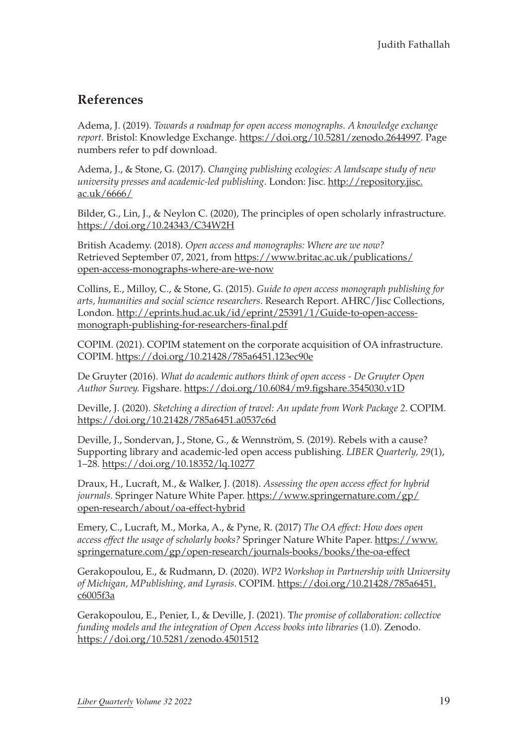## References

Adema, J. (2019). *Towards a roadmap for open access monographs. A knowledge exchange report.* Bristol: Knowledge Exchange. https://doi.org/10.5281/zenodo.2644997. Page numbers refer to pdf download.

Adema, J., & Stone, G. (2017). *Changing publishing ecologies: A landscape study of new university presses and academic-led publishing*. London: Jisc. http://repository.jisc.ac.uk/6666/

Bilder, G., Lin, J., & Neylon C. (2020), The principles of open scholarly infrastructure. https://doi.org/10.24343/C34W2H

British Academy. (2018). *Open access and monographs: Where are we now?* Retrieved September 07, 2021, from https://www.britac.ac.uk/publications/open-access-monographs-where-are-we-now

Collins, E., Milloy, C., & Stone, G. (2015). *Guide to open access monograph publishing for arts, humanities and social science researchers*. Research Report. AHRC/Jisc Collections, London. http://eprints.hud.ac.uk/id/eprint/25391/1/Guide-to-open-access-monograph-publishing-for-researchers-final.pdf

COPIM. (2021). COPIM statement on the corporate acquisition of OA infrastructure. COPIM. https://doi.org/10.21428/785a6451.123ec90e

De Gruyter (2016). *What do academic authors think of open access - De Gruyter Open Author Survey.* Figshare. https://doi.org/10.6084/m9.figshare.3545030.v1D

Deville, J. (2020). *Sketching a direction of travel: An update from Work Package 2*. COPIM. https://doi.org/10.21428/785a6451.a0537c6d

Deville, J., Sondervan, J., Stone, G., & Wennström, S. (2019). Rebels with a cause? Supporting library and academic-led open access publishing. *LIBER Quarterly, 29*(1), 1–28. https://doi.org/10.18352/lq.10277

Draux, H., Lucraft, M., & Walker, J. (2018). *Assessing the open access effect for hybrid journals.* Springer Nature White Paper. https://www.springernature.com/gp/open-research/about/oa-effect-hybrid

Emery, C., Lucraft, M., Morka, A., & Pyne, R. (2017) *The OA effect: How does open access effect the usage of scholarly books?* Springer Nature White Paper. https://www.springernature.com/gp/open-research/journals-books/books/the-oa-effect

Gerakopoulou, E., & Rudmann, D. (2020). *WP2 Workshop in Partnership with University of Michigan, MPublishing, and Lyrasis*. COPIM. https://doi.org/10.21428/785a6451.c6005f3a

Gerakopoulou, E., Penier, I., & Deville, J. (2021). T*he promise of collaboration: collective funding models and the integration of Open Access books into libraries* (1.0). Zenodo. https://doi.org/10.5281/zenodo.4501512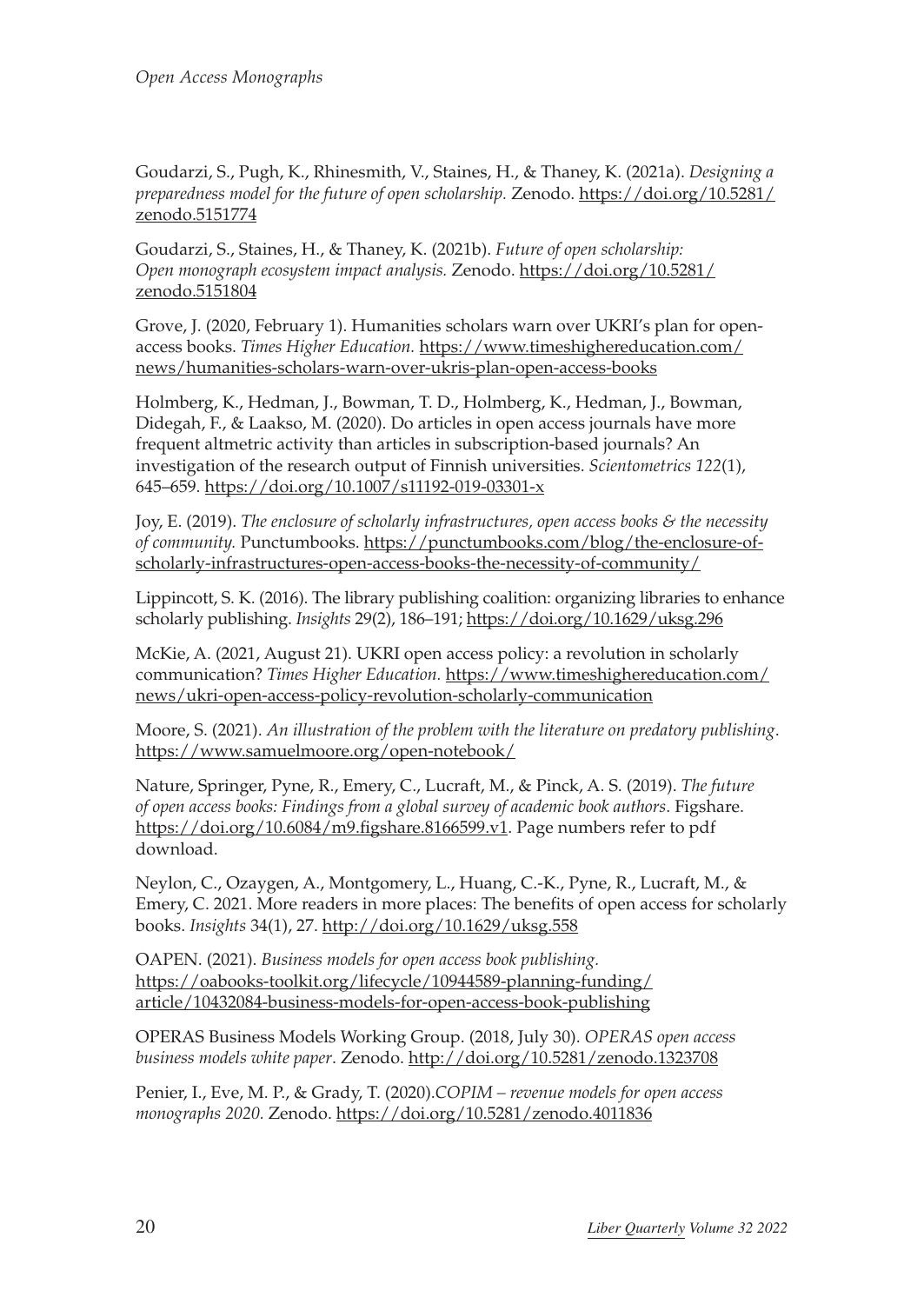Goudarzi, S., Pugh, K., Rhinesmith, V., Staines, H., & Thaney, K. (2021a). *Designing a preparedness model for the future of open scholarship.* Zenodo. https://doi.org/10.5281/zenodo.5151774

Goudarzi, S., Staines, H., & Thaney, K. (2021b). *Future of open scholarship: Open monograph ecosystem impact analysis.* Zenodo. https://doi.org/10.5281/zenodo.5151804

Grove, J. (2020, February 1). Humanities scholars warn over UKRI's plan for open-access books. *Times Higher Education.* https://www.timeshighereducation.com/news/humanities-scholars-warn-over-ukris-plan-open-access-books

Holmberg, K., Hedman, J., Bowman, T. D., Holmberg, K., Hedman, J., Bowman, Didegah, F., & Laakso, M. (2020). Do articles in open access journals have more frequent altmetric activity than articles in subscription-based journals? An investigation of the research output of Finnish universities. *Scientometrics 122*(1), 645–659. https://doi.org/10.1007/s11192-019-03301-x

Joy, E. (2019). *The enclosure of scholarly infrastructures, open access books & the necessity of community.* Punctumbooks. https://punctumbooks.com/blog/the-enclosure-of-scholarly-infrastructures-open-access-books-the-necessity-of-community/

Lippincott, S. K. (2016). The library publishing coalition: organizing libraries to enhance scholarly publishing. *Insights* 29(2), 186–191; https://doi.org/10.1629/uksg.296

McKie, A. (2021, August 21). UKRI open access policy: a revolution in scholarly communication? *Times Higher Education.* https://www.timeshighereducation.com/news/ukri-open-access-policy-revolution-scholarly-communication

Moore, S. (2021). *An illustration of the problem with the literature on predatory publishing*. https://www.samuelmoore.org/open-notebook/

Nature, Springer, Pyne, R., Emery, C., Lucraft, M., & Pinck, A. S. (2019). *The future of open access books: Findings from a global survey of academic book authors*. Figshare. https://doi.org/10.6084/m9.figshare.8166599.v1. Page numbers refer to pdf download.

Neylon, C., Ozaygen, A., Montgomery, L., Huang, C.-K., Pyne, R., Lucraft, M., & Emery, C. 2021. More readers in more places: The benefits of open access for scholarly books. *Insights* 34(1), 27. http://doi.org/10.1629/uksg.558

OAPEN. (2021). *Business models for open access book publishing.* https://oabooks-toolkit.org/lifecycle/10944589-planning-funding/article/10432084-business-models-for-open-access-book-publishing

OPERAS Business Models Working Group. (2018, July 30). *OPERAS open access business models white paper*. Zenodo. http://doi.org/10.5281/zenodo.1323708

Penier, I., Eve, M. P., & Grady, T. (2020).*COPIM – revenue models for open access monographs 2020.* Zenodo. https://doi.org/10.5281/zenodo.4011836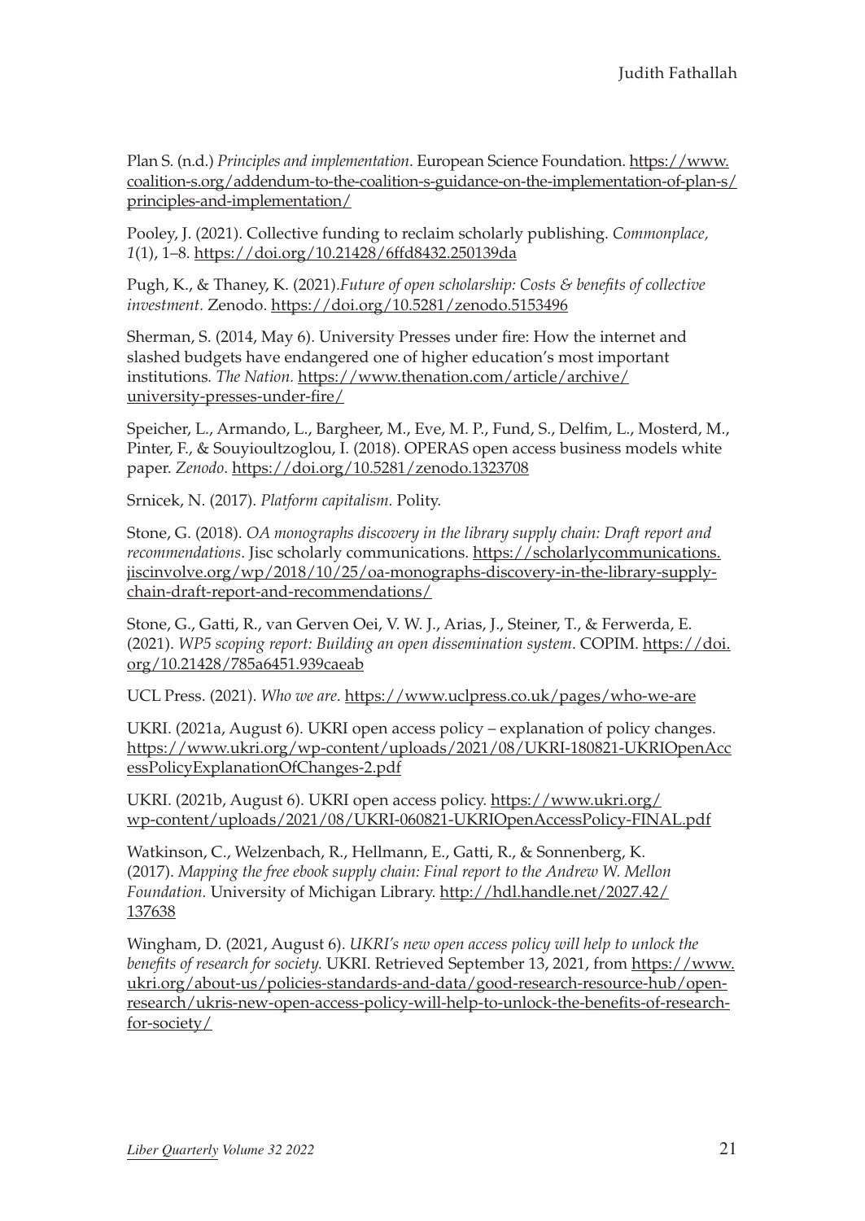Plan S. (n.d.) *Principles and implementation*. European Science Foundation. https://www.coalition-s.org/addendum-to-the-coalition-s-guidance-on-the-implementation-of-plan-s/principles-and-implementation/

Pooley, J. (2021). Collective funding to reclaim scholarly publishing. *Commonplace, 1*(1), 1–8. https://doi.org/10.21428/6ffd8432.250139da

Pugh, K., & Thaney, K. (2021).*Future of open scholarship: Costs & benefits of collective investment.* Zenodo. https://doi.org/10.5281/zenodo.5153496

Sherman, S. (2014, May 6). University Presses under fire: How the internet and slashed budgets have endangered one of higher education's most important institutions. *The Nation.* https://www.thenation.com/article/archive/university-presses-under-fire/

Speicher, L., Armando, L., Bargheer, M., Eve, M. P., Fund, S., Delfim, L., Mosterd, M., Pinter, F., & Souyioultzoglou, I. (2018). OPERAS open access business models white paper. *Zenodo*. https://doi.org/10.5281/zenodo.1323708

Srnicek, N. (2017). *Platform capitalism.* Polity.

Stone, G. (2018). *OA monographs discovery in the library supply chain: Draft report and recommendations*. Jisc scholarly communications. https://scholarlycommunications.jiscinvolve.org/wp/2018/10/25/oa-monographs-discovery-in-the-library-supply-chain-draft-report-and-recommendations/

Stone, G., Gatti, R., van Gerven Oei, V. W. J., Arias, J., Steiner, T., & Ferwerda, E. (2021). *WP5 scoping report: Building an open dissemination system*. COPIM. https://doi.org/10.21428/785a6451.939caeab

UCL Press. (2021). *Who we are*. https://www.uclpress.co.uk/pages/who-we-are

UKRI. (2021a, August 6). UKRI open access policy – explanation of policy changes. https://www.ukri.org/wp-content/uploads/2021/08/UKRI-180821-UKRIOpenAccessPolicyExplanationOfChanges-2.pdf

UKRI. (2021b, August 6). UKRI open access policy. https://www.ukri.org/wp-content/uploads/2021/08/UKRI-060821-UKRIOpenAccessPolicy-FINAL.pdf

Watkinson, C., Welzenbach, R., Hellmann, E., Gatti, R., & Sonnenberg, K. (2017). *Mapping the free ebook supply chain: Final report to the Andrew W. Mellon Foundation.* University of Michigan Library. http://hdl.handle.net/2027.42/137638

Wingham, D. (2021, August 6). *UKRI's new open access policy will help to unlock the benefits of research for society.* UKRI. Retrieved September 13, 2021, from https://www.ukri.org/about-us/policies-standards-and-data/good-research-resource-hub/open-research/ukris-new-open-access-policy-will-help-to-unlock-the-benefits-of-research-for-society/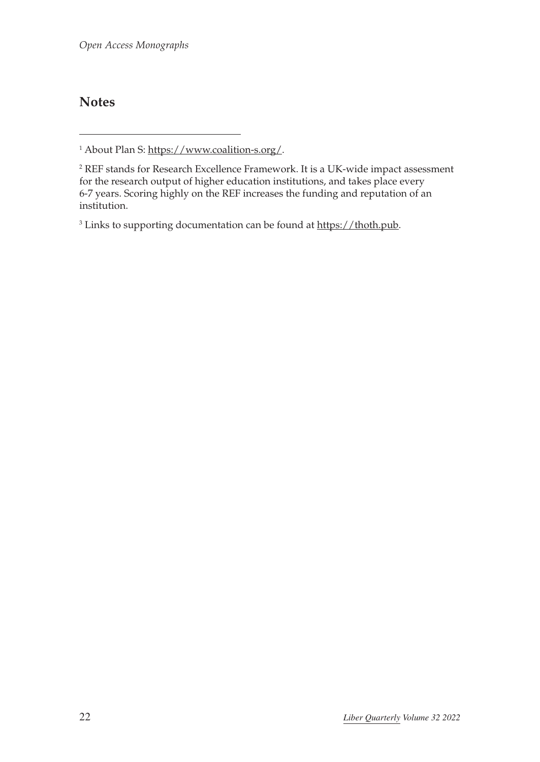## Notes

[1] About Plan S: https://www.coalition-s.org/.

[2] REF stands for Research Excellence Framework. It is a UK-wide impact assessment for the research output of higher education institutions, and takes place every 6-7 years. Scoring highly on the REF increases the funding and reputation of an institution.

[3] Links to supporting documentation can be found at https://thoth.pub.